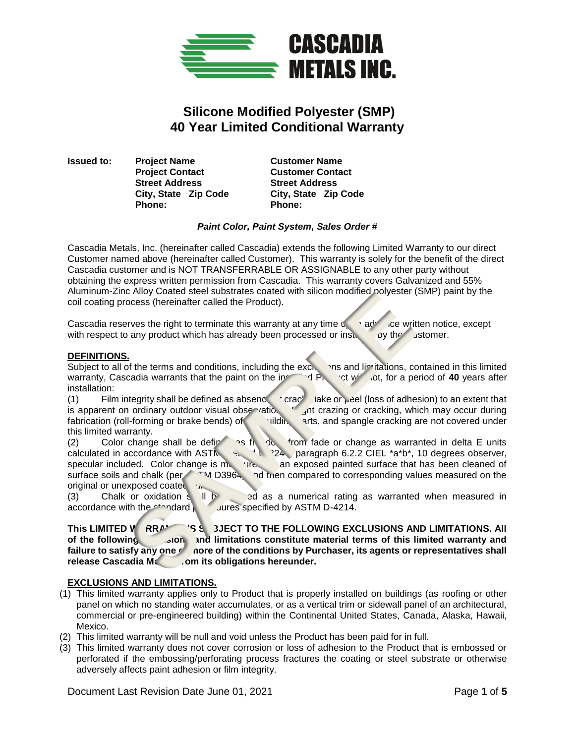# CASCADIA METALS INC.

## Silicone Modified Polyester (SMP) 40 Year Limited Conditional Warranty

| Issued to: | Project Name | Customer Name |
| --- | --- | --- |
| | Project Contact | Customer Contact |
| | Street Address | Street Address |
| | City, State Zip Code | City, State Zip Code |
| | Phone: | Phone: |

***Paint Color, Paint System, Sales Order #***

Cascadia Metals, Inc. (hereinafter called Cascadia) extends the following Limited Warranty to our direct Customer named above (hereinafter called Customer). This warranty is solely for the benefit of the direct Cascadia customer and is NOT TRANSFERRABLE OR ASSIGNABLE to any other party without obtaining the express written permission from Cascadia. This warranty covers Galvanized and 55% Aluminum-Zinc Alloy Coated steel substrates coated with silicon modified polyester (SMP) paint by the coil coating process (hereinafter called the Product).

Cascadia reserves the right to terminate this warranty at any time upon advance written notice, except with respect to any product which has already been processed or installed by the Customer.

**DEFINITIONS.**

Subject to all of the terms and conditions, including the exclusions and limitations, contained in this limited warranty, Cascadia warrants that the paint on the installed Product will not, for a period of **40** years after installation:

(1) Film integrity shall be defined as absence of crack, flake or peel (loss of adhesion) to an extent that is apparent on ordinary outdoor visual observation. Slight crazing or cracking, which may occur during fabrication (roll-forming or brake bends) of building parts, and spangle cracking are not covered under this limited warranty.

(2) Color change shall be defined as freedom from fade or change as warranted in delta E units calculated in accordance with ASTM Standard D2244, paragraph 6.2.2 CIEL *a*b*, 10 degrees observer, specular included. Color change is measured on an exposed painted surface that has been cleaned of surface soils and chalk (per ASTM D3964), and then compared to corresponding values measured on the original or unexposed coated surface.

(3) Chalk or oxidation shall be rated as a numerical rating as warranted when measured in accordance with the standard procedures specified by ASTM D-4214.

**This LIMITED WARRANTY IS SUBJECT TO THE FOLLOWING EXCLUSIONS AND LIMITATIONS. All of the following exclusions and limitations constitute material terms of this limited warranty and failure to satisfy any one or more of the conditions by Purchaser, its agents or representatives shall release Cascadia Metals from its obligations hereunder.**

**EXCLUSIONS AND LIMITATIONS.**

(1) This limited warranty applies only to Product that is properly installed on buildings (as roofing or other panel on which no standing water accumulates, or as a vertical trim or sidewall panel of an architectural, commercial or pre-engineered building) within the Continental United States, Canada, Alaska, Hawaii, Mexico.

(2) This limited warranty will be null and void unless the Product has been paid for in full.

(3) This limited warranty does not cover corrosion or loss of adhesion to the Product that is embossed or perforated if the embossing/perforating process fractures the coating or steel substrate or otherwise adversely affects paint adhesion or film integrity.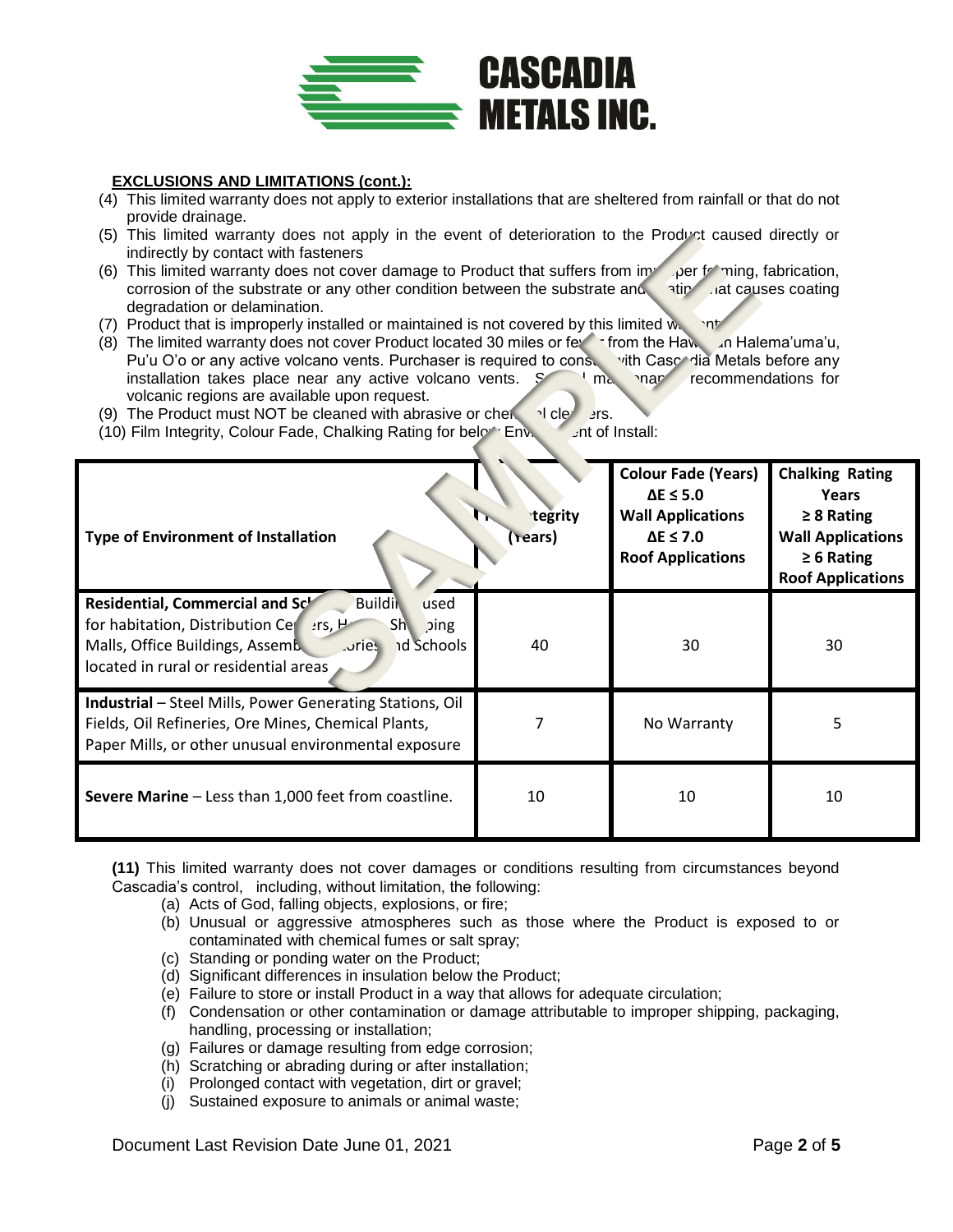**EXCLUSIONS AND LIMITATIONS (cont.):**

(4) This limited warranty does not apply to exterior installations that are sheltered from rainfall or that do not provide drainage.

(5) This limited warranty does not apply in the event of deterioration to the Product caused directly or indirectly by contact with fasteners

(6) This limited warranty does not cover damage to Product that suffers from improper forming, fabrication, corrosion of the substrate or any other condition between the substrate and coating that causes coating degradation or delamination.

(7) Product that is improperly installed or maintained is not covered by this limited warranty.

(8) The limited warranty does not cover Product located 30 miles or fewer from the Hawaiian Halema'uma'u, Pu'u O'o or any active volcano vents. Purchaser is required to consult with Cascadia Metals before any installation takes place near any active volcano vents. Special maintenance recommendations for volcanic regions are available upon request.

(9) The Product must NOT be cleaned with abrasive or chemical cleaners.

(10) Film Integrity, Colour Fade, Chalking Rating for below Environment of Install:

| Type of Environment of Installation | Film Integrity (Years) | Colour Fade (Years) $\Delta E \leq 5.0$ Wall Applications $\Delta E \leq 7.0$ Roof Applications | Chalking Rating Years $\geq 8$ Rating Wall Applications $\geq 6$ Rating Roof Applications |
|---|---|---|---|
| **Residential, Commercial and School Buildings** used for habitation, Distribution Centers, Hotels, Shopping Malls, Office Buildings, Assembly, Factories and Schools located in rural or residential areas | 40 | 30 | 30 |
| **Industrial** – Steel Mills, Power Generating Stations, Oil Fields, Oil Refineries, Ore Mines, Chemical Plants, Paper Mills, or other unusual environmental exposure | 7 | No Warranty | 5 |
| **Severe Marine** – Less than 1,000 feet from coastline. | 10 | 10 | 10 |

**(11)** This limited warranty does not cover damages or conditions resulting from circumstances beyond Cascadia's control, including, without limitation, the following:

- (a) Acts of God, falling objects, explosions, or fire;
- (b) Unusual or aggressive atmospheres such as those where the Product is exposed to or contaminated with chemical fumes or salt spray;
- (c) Standing or ponding water on the Product;
- (d) Significant differences in insulation below the Product;
- (e) Failure to store or install Product in a way that allows for adequate circulation;
- (f) Condensation or other contamination or damage attributable to improper shipping, packaging, handling, processing or installation;
- (g) Failures or damage resulting from edge corrosion;
- (h) Scratching or abrading during or after installation;
- (i) Prolonged contact with vegetation, dirt or gravel;
- (j) Sustained exposure to animals or animal waste;

Document Last Revision Date June 01, 2021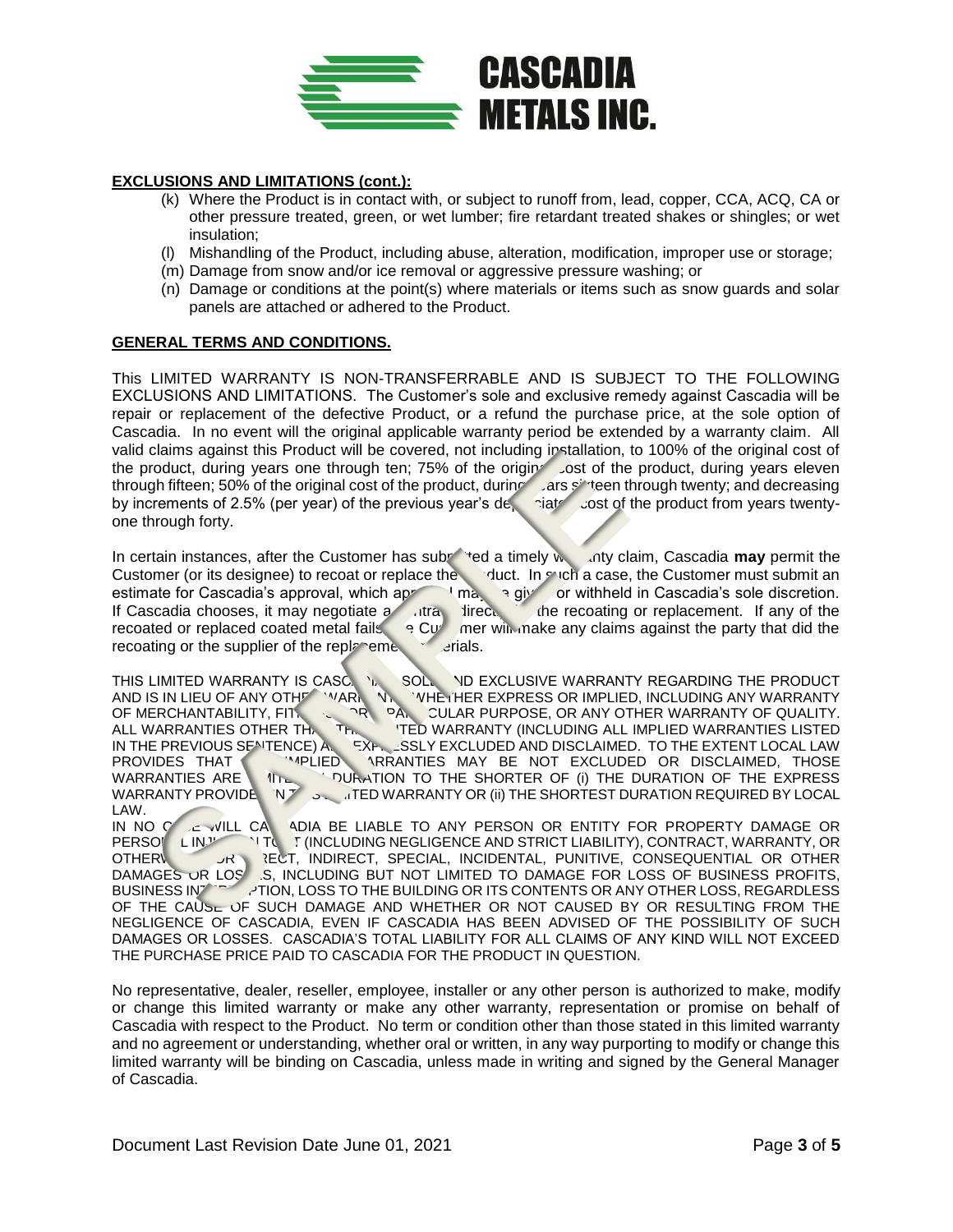**EXCLUSIONS AND LIMITATIONS (cont.):**

(k) Where the Product is in contact with, or subject to runoff from, lead, copper, CCA, ACQ, CA or other pressure treated, green, or wet lumber; fire retardant treated shakes or shingles; or wet insulation;

(l) Mishandling of the Product, including abuse, alteration, modification, improper use or storage;

(m) Damage from snow and/or ice removal or aggressive pressure washing; or

(n) Damage or conditions at the point(s) where materials or items such as snow guards and solar panels are attached or adhered to the Product.

**GENERAL TERMS AND CONDITIONS.**

This LIMITED WARRANTY IS NON-TRANSFERRABLE AND IS SUBJECT TO THE FOLLOWING EXCLUSIONS AND LIMITATIONS. The Customer's sole and exclusive remedy against Cascadia will be repair or replacement of the defective Product, or a refund the purchase price, at the sole option of Cascadia. In no event will the original applicable warranty period be extended by a warranty claim. All valid claims against this Product will be covered, not including installation, to 100% of the original cost of the product, during years one through ten; 75% of the original cost of the product, during years eleven through fifteen; 50% of the original cost of the product, during years sixteen through twenty; and decreasing by increments of 2.5% (per year) of the previous year's depreciated cost of the product from years twenty-one through forty.

In certain instances, after the Customer has submitted a timely warranty claim, Cascadia **may** permit the Customer (or its designee) to recoat or replace the Product. In such a case, the Customer must submit an estimate for Cascadia's approval, which approval may be given or withheld in Cascadia's sole discretion. If Cascadia chooses, it may negotiate a contract directly for the recoating or replacement. If any of the recoated or replaced coated metal fails, the Customer will make any claims against the party that did the recoating or the supplier of the replacement materials.

THIS LIMITED WARRANTY IS CASCADIA'S SOLE AND EXCLUSIVE WARRANTY REGARDING THE PRODUCT AND IS IN LIEU OF ANY OTHER WARRANTY, WHETHER EXPRESS OR IMPLIED, INCLUDING ANY WARRANTY OF MERCHANTABILITY, FITNESS FOR A PARTICULAR PURPOSE, OR ANY OTHER WARRANTY OF QUALITY. ALL WARRANTIES OTHER THAN THIS LIMITED WARRANTY (INCLUDING ALL IMPLIED WARRANTIES LISTED IN THE PREVIOUS SENTENCE) ARE EXPRESSLY EXCLUDED AND DISCLAIMED. TO THE EXTENT LOCAL LAW PROVIDES THAT IMPLIED WARRANTIES MAY BE NOT EXCLUDED OR DISCLAIMED, THOSE WARRANTIES ARE LIMITED IN DURATION TO THE SHORTER OF (i) THE DURATION OF THE EXPRESS WARRANTY PROVIDED IN THIS LIMITED WARRANTY OR (ii) THE SHORTEST DURATION REQUIRED BY LOCAL LAW.

IN NO CASE WILL CASCADIA BE LIABLE TO ANY PERSON OR ENTITY FOR PROPERTY DAMAGE OR PERSONAL INJURY IN TORT (INCLUDING NEGLIGENCE AND STRICT LIABILITY), CONTRACT, WARRANTY, OR OTHERWISE FOR DIRECT, INDIRECT, SPECIAL, INCIDENTAL, PUNITIVE, CONSEQUENTIAL OR OTHER DAMAGES OR LOSSES, INCLUDING BUT NOT LIMITED TO DAMAGE FOR LOSS OF BUSINESS PROFITS, BUSINESS INTERRUPTION, LOSS TO THE BUILDING OR ITS CONTENTS OR ANY OTHER LOSS, REGARDLESS OF THE CAUSE OF SUCH DAMAGE AND WHETHER OR NOT CAUSED BY OR RESULTING FROM THE NEGLIGENCE OF CASCADIA, EVEN IF CASCADIA HAS BEEN ADVISED OF THE POSSIBILITY OF SUCH DAMAGES OR LOSSES. CASCADIA'S TOTAL LIABILITY FOR ALL CLAIMS OF ANY KIND WILL NOT EXCEED THE PURCHASE PRICE PAID TO CASCADIA FOR THE PRODUCT IN QUESTION.

No representative, dealer, reseller, employee, installer or any other person is authorized to make, modify or change this limited warranty or make any other warranty, representation or promise on behalf of Cascadia with respect to the Product. No term or condition other than those stated in this limited warranty and no agreement or understanding, whether oral or written, in any way purporting to modify or change this limited warranty will be binding on Cascadia, unless made in writing and signed by the General Manager of Cascadia.

Document Last Revision Date June 01, 2021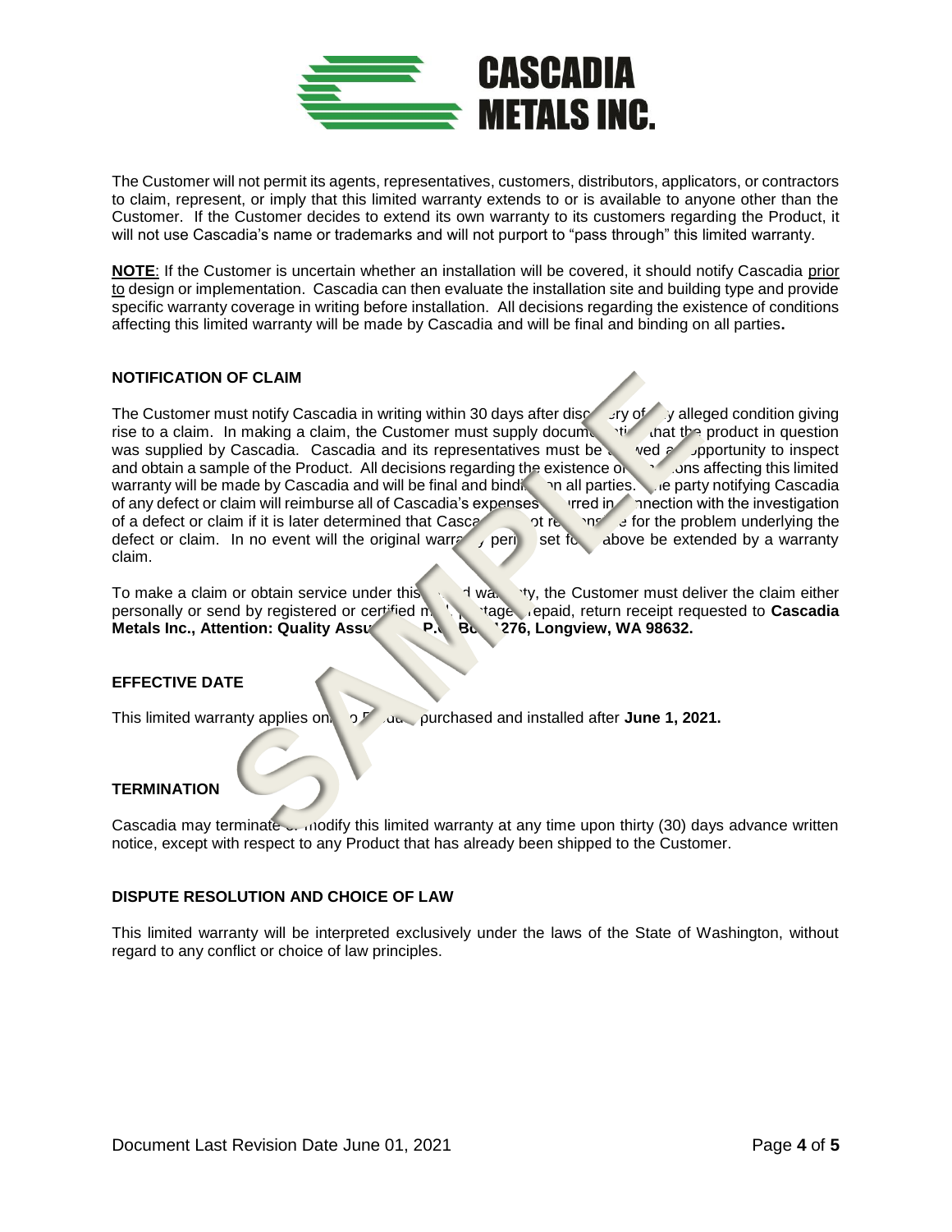The Customer will not permit its agents, representatives, customers, distributors, applicators, or contractors to claim, represent, or imply that this limited warranty extends to or is available to anyone other than the Customer. If the Customer decides to extend its own warranty to its customers regarding the Product, it will not use Cascadia's name or trademarks and will not purport to "pass through" this limited warranty.

**NOTE**: If the Customer is uncertain whether an installation will be covered, it should notify Cascadia prior to design or implementation. Cascadia can then evaluate the installation site and building type and provide specific warranty coverage in writing before installation. All decisions regarding the existence of conditions affecting this limited warranty will be made by Cascadia and will be final and binding on all parties**.**

### NOTIFICATION OF CLAIM

The Customer must notify Cascadia in writing within 30 days after discovery of any alleged condition giving rise to a claim. In making a claim, the Customer must supply documentation that the product in question was supplied by Cascadia. Cascadia and its representatives must be allowed an opportunity to inspect and obtain a sample of the Product. All decisions regarding the existence of conditions affecting this limited warranty will be made by Cascadia and will be final and binding on all parties. The party notifying Cascadia of any defect or claim will reimburse all of Cascadia's expenses incurred in connection with the investigation of a defect or claim if it is later determined that Cascadia is not responsible for the problem underlying the defect or claim. In no event will the original warranty period set forth above be extended by a warranty claim.

To make a claim or obtain service under this limited warranty, the Customer must deliver the claim either personally or send by registered or certified mail, postage prepaid, return receipt requested to **Cascadia Metals Inc., Attention: Quality Assurance, P.O. Box 1276, Longview, WA 98632.**

### EFFECTIVE DATE

This limited warranty applies only to Product purchased and installed after **June 1, 2021.**

### TERMINATION

Cascadia may terminate or modify this limited warranty at any time upon thirty (30) days advance written notice, except with respect to any Product that has already been shipped to the Customer.

### DISPUTE RESOLUTION AND CHOICE OF LAW

This limited warranty will be interpreted exclusively under the laws of the State of Washington, without regard to any conflict or choice of law principles.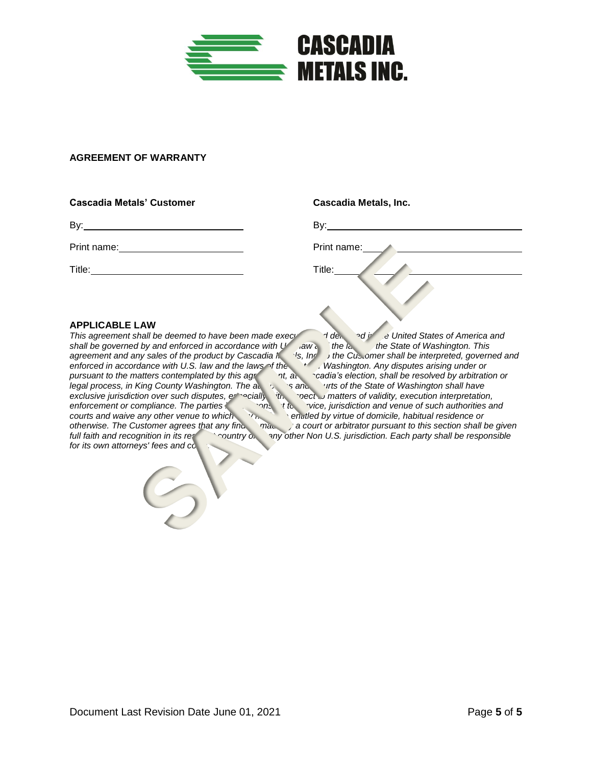**CASCADIA METALS INC.**

**AGREEMENT OF WARRANTY**

| **Cascadia Metals' Customer** | **Cascadia Metals, Inc.** |
| --- | --- |
| By: ______________________ | By: ______________________ |
| Print name: ______________________ | Print name: ______________________ |
| Title: ______________________ | Title: ______________________ |

**APPLICABLE LAW**

*This agreement shall be deemed to have been made executed and delivered in the United States of America and shall be governed by and enforced in accordance with U.S. law and the laws of the State of Washington. This agreement and any sales of the product by Cascadia Metals, Inc. to the Customer shall be interpreted, governed and enforced in accordance with U.S. law and the laws of the State of Washington. Any disputes arising under or pursuant to the matters contemplated by this agreement, at Cascadia's election, shall be resolved by arbitration or legal process, in King County Washington. The authorities and courts of the State of Washington shall have exclusive jurisdiction over such disputes, especially with respect to matters of validity, execution interpretation, enforcement or compliance. The parties hereby consent to service, jurisdiction and venue of such authorities and courts and waive any other venue to which they may be entitled by virtue of domicile, habitual residence or otherwise. The Customer agrees that any finding made by a court or arbitrator pursuant to this section shall be given full faith and recognition in its resident country or any other Non U.S. jurisdiction. Each party shall be responsible for its own attorneys' fees and costs.*

Document Last Revision Date June 01, 2021